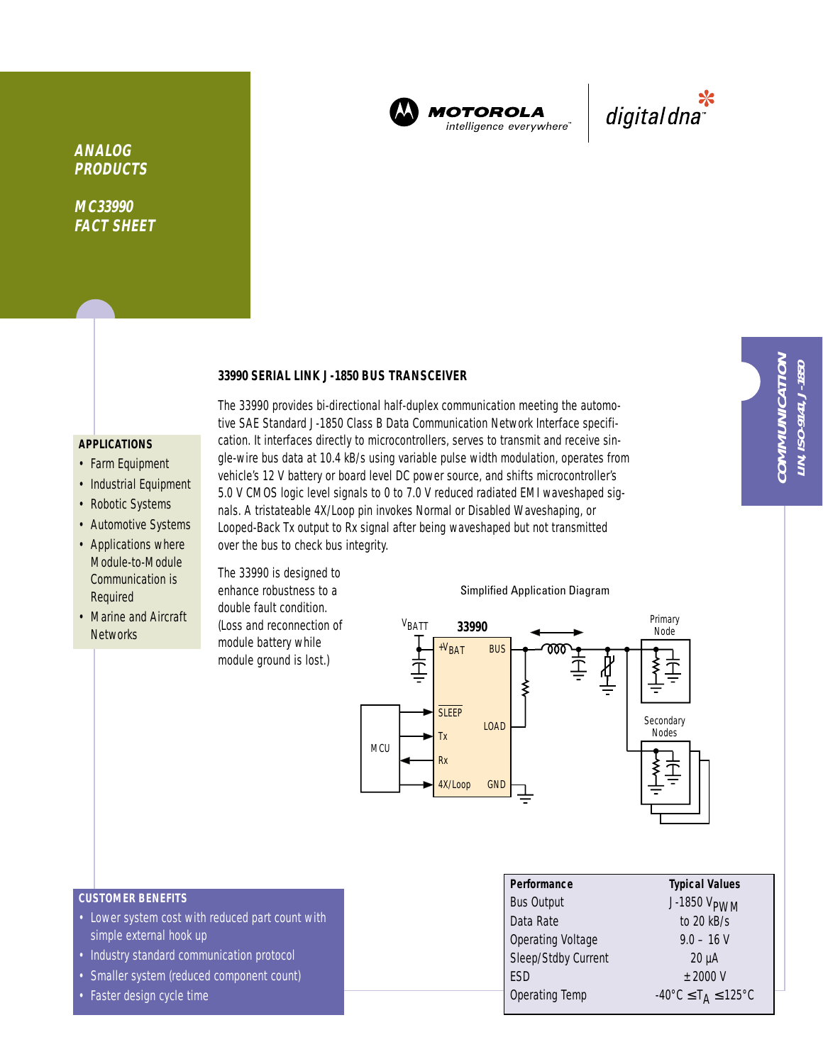**ANALOG PRODUCTS**

**MC33990 FACT SHEET**

MOTOROLA intelligence everywhere™ | digital dna™

**COMMUNICATION**
**LIN, ISO-9141, J-1850**

## 33990 SERIAL LINK J-1850 BUS TRANSCEIVER

The 33990 provides bi-directional half-duplex communication meeting the automotive SAE Standard J-1850 Class B Data Communication Network Interface specification. It interfaces directly to microcontrollers, serves to transmit and receive single-wire bus data at 10.4 kB/s using variable pulse width modulation, operates from vehicle's 12 V battery or board level DC power source, and shifts microcontroller's 5.0 V CMOS logic level signals to 0 to 7.0 V reduced radiated EMI waveshaped signals. A tristateable 4X/Loop pin invokes Normal or Disabled Waveshaping, or Looped-Back Tx output to Rx signal after being waveshaped but not transmitted over the bus to check bus integrity.

The 33990 is designed to enhance robustness to a double fault condition. (Loss and reconnection of module battery while module ground is lost.)

Simplified Application Diagram

$V_{BATT}$
33990
$+V_{BAT}$
BUS
SLEEP
LOAD
Tx
Rx
4X/Loop
GND
MCU
Primary Node
Secondary Nodes

### APPLICATIONS

- Farm Equipment
- Industrial Equipment
- Robotic Systems
- Automotive Systems
- Applications where Module-to-Module Communication is Required
- Marine and Aircraft Networks

### CUSTOMER BENEFITS

- Lower system cost with reduced part count with simple external hook up
- Industry standard communication protocol
- Smaller system (reduced component count)
- Faster design cycle time

| Performance | Typical Values |
|---|---|
| Bus Output | J-1850 $V_{PWM}$ |
| Data Rate | to 20 kB/s |
| Operating Voltage | 9.0 – 16 V |
| Sleep/Stdby Current | 20 µA |
| ESD | ±2000 V |
| Operating Temp | $-40°C \leq T_A \leq 125°C$ |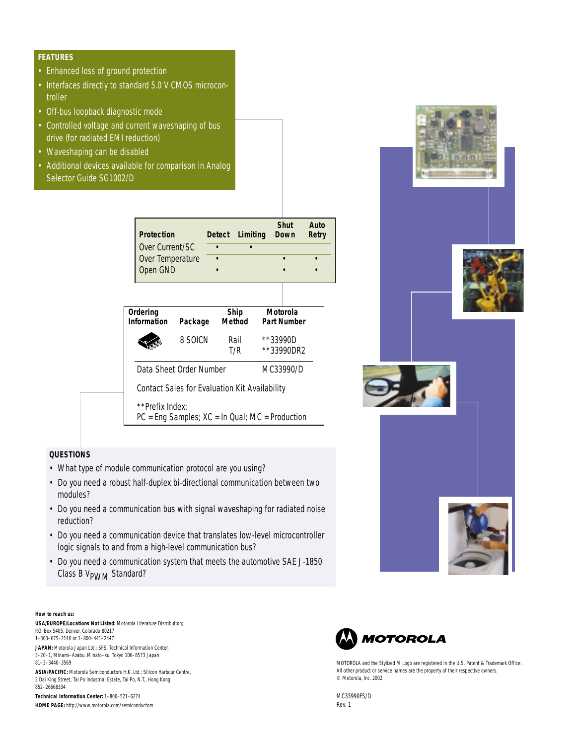## FEATURES

- Enhanced loss of ground protection
- Interfaces directly to standard 5.0 V CMOS microcontroller
- Off-bus loopback diagnostic mode
- Controlled voltage and current waveshaping of bus drive (for radiated EMI reduction)
- Waveshaping can be disabled
- Additional devices available for comparison in Analog Selector Guide SG1002/D

| Protection | Detect | Limiting | Shut Down | Auto Retry |
|---|---|---|---|---|
| Over Current/SC | • | • | | |
| Over Temperature | • | | • | • |
| Open GND | • | | • | • |

| Ordering Information | Package | Ship Method | Motorola Part Number |
|---|---|---|---|
| | 8 SOICN | Rail<br>T/R | **33990D<br>**33990DR2 |
| Data Sheet Order Number | | | MC33990/D |
| Contact Sales for Evaluation Kit Availability | | | |
| **Prefix Index:<br>PC = Eng Samples; XC = In Qual; MC = Production | | | |

## QUESTIONS

- What type of module communication protocol are you using?
- Do you need a robust half-duplex bi-directional communication between two modules?
- Do you need a communication bus with signal waveshaping for radiated noise reduction?
- Do you need a communication device that translates low-level microcontroller logic signals to and from a high-level communication bus?
- Do you need a communication system that meets the automotive SAE J-1850 Class B $V_{PWM}$ Standard?

**How to reach us:**

**USA/EUROPE/Locations Not Listed:** Motorola Literature Distribution; P.O. Box 5405, Denver, Colorado 80217
1–303–675–2140 or 1–800–441–2447

**JAPAN:** Motorola Japan Ltd.; SPS, Technical Information Center, 3–20–1, Minami–Azabu. Minato–ku, Tokyo 106–8573 Japan
81–3–3440–3569

**ASIA/PACIFIC:** Motorola Semiconductors H.K. Ltd.; Silicon Harbour Centre, 2 Dai King Street, Tai Po Industrial Estate, Tai Po, N.T., Hong Kong
852–26668334

**Technical Information Center:** 1–800–521–6274

**HOME PAGE:** http://www.motorola.com/semiconductors

MOTOROLA

MOTOROLA and the Stylized M Logo are registered in the U.S. Patent & Trademark Office. All other product or service names are the property of their respective owners.
© Motorola, Inc. 2002

MC33990FS/D
Rev. 1